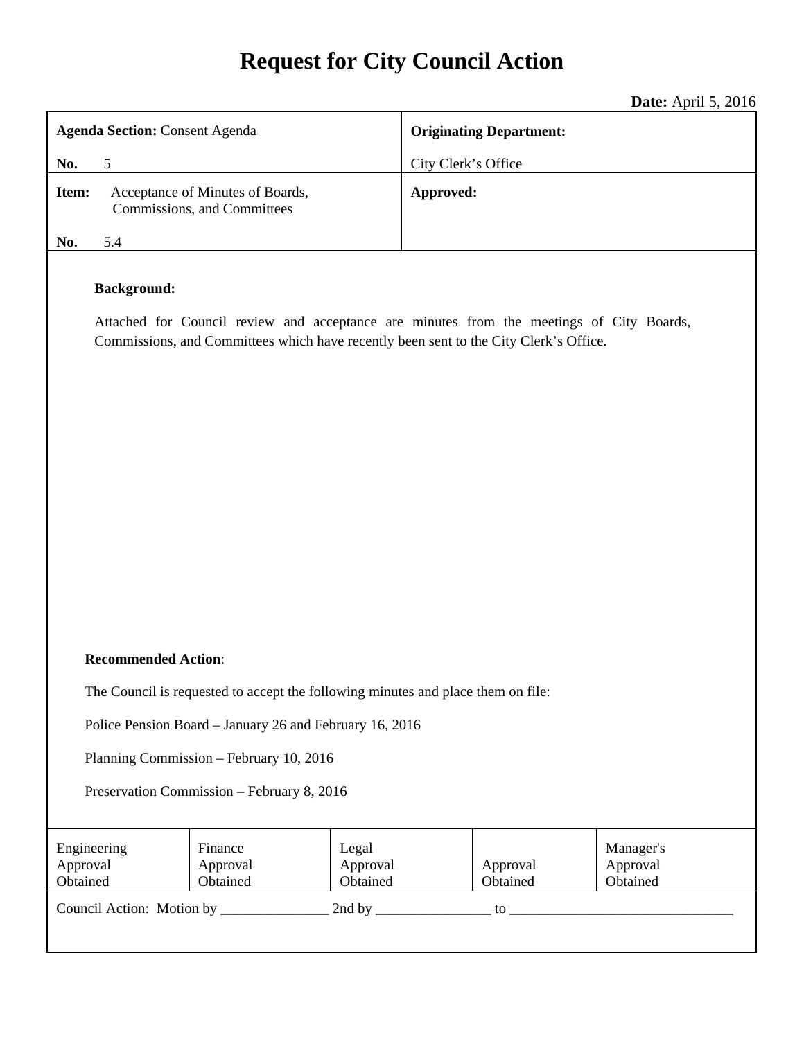# Request for City Council Action

**Date:** April 5, 2016

| | |
|---|---|
| **Agenda Section:** Consent Agenda<br>**No.** 5 | **Originating Department:**<br>City Clerk's Office |
| **Item:** Acceptance of Minutes of Boards, Commissions, and Committees<br>**No.** 5.4 | **Approved:** |

**Background:**

Attached for Council review and acceptance are minutes from the meetings of City Boards, Commissions, and Committees which have recently been sent to the City Clerk's Office.

**Recommended Action**:

The Council is requested to accept the following minutes and place them on file:

Police Pension Board – January 26 and February 16, 2016

Planning Commission – February 10, 2016

Preservation Commission – February 8, 2016

| | | | | |
|---|---|---|---|---|
| Engineering Approval Obtained | Finance Approval Obtained | Legal Approval Obtained | Approval Obtained | Manager's Approval Obtained |

Council Action: Motion by _______________ 2nd by ________________ to ________________________________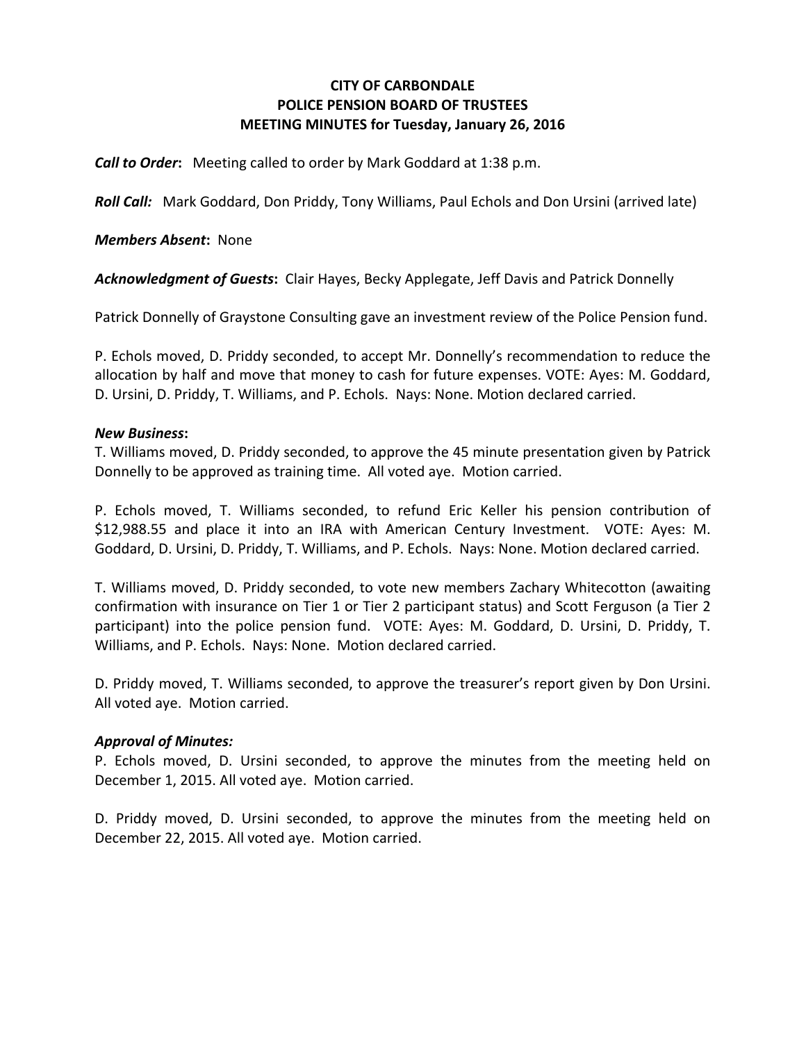**CITY OF CARBONDALE**
**POLICE PENSION BOARD OF TRUSTEES**
**MEETING MINUTES for Tuesday, January 26, 2016**

***Call to Order*:** Meeting called to order by Mark Goddard at 1:38 p.m.

***Roll Call:*** Mark Goddard, Don Priddy, Tony Williams, Paul Echols and Don Ursini (arrived late)

***Members Absent*:** None

***Acknowledgment of Guests*:** Clair Hayes, Becky Applegate, Jeff Davis and Patrick Donnelly

Patrick Donnelly of Graystone Consulting gave an investment review of the Police Pension fund.

P. Echols moved, D. Priddy seconded, to accept Mr. Donnelly's recommendation to reduce the allocation by half and move that money to cash for future expenses. VOTE: Ayes: M. Goddard, D. Ursini, D. Priddy, T. Williams, and P. Echols. Nays: None. Motion declared carried.

***New Business*:**

T. Williams moved, D. Priddy seconded, to approve the 45 minute presentation given by Patrick Donnelly to be approved as training time. All voted aye. Motion carried.

P. Echols moved, T. Williams seconded, to refund Eric Keller his pension contribution of $12,988.55 and place it into an IRA with American Century Investment. VOTE: Ayes: M. Goddard, D. Ursini, D. Priddy, T. Williams, and P. Echols. Nays: None. Motion declared carried.

T. Williams moved, D. Priddy seconded, to vote new members Zachary Whitecotton (awaiting confirmation with insurance on Tier 1 or Tier 2 participant status) and Scott Ferguson (a Tier 2 participant) into the police pension fund. VOTE: Ayes: M. Goddard, D. Ursini, D. Priddy, T. Williams, and P. Echols. Nays: None. Motion declared carried.

D. Priddy moved, T. Williams seconded, to approve the treasurer's report given by Don Ursini. All voted aye. Motion carried.

***Approval of Minutes:***

P. Echols moved, D. Ursini seconded, to approve the minutes from the meeting held on December 1, 2015. All voted aye. Motion carried.

D. Priddy moved, D. Ursini seconded, to approve the minutes from the meeting held on December 22, 2015. All voted aye. Motion carried.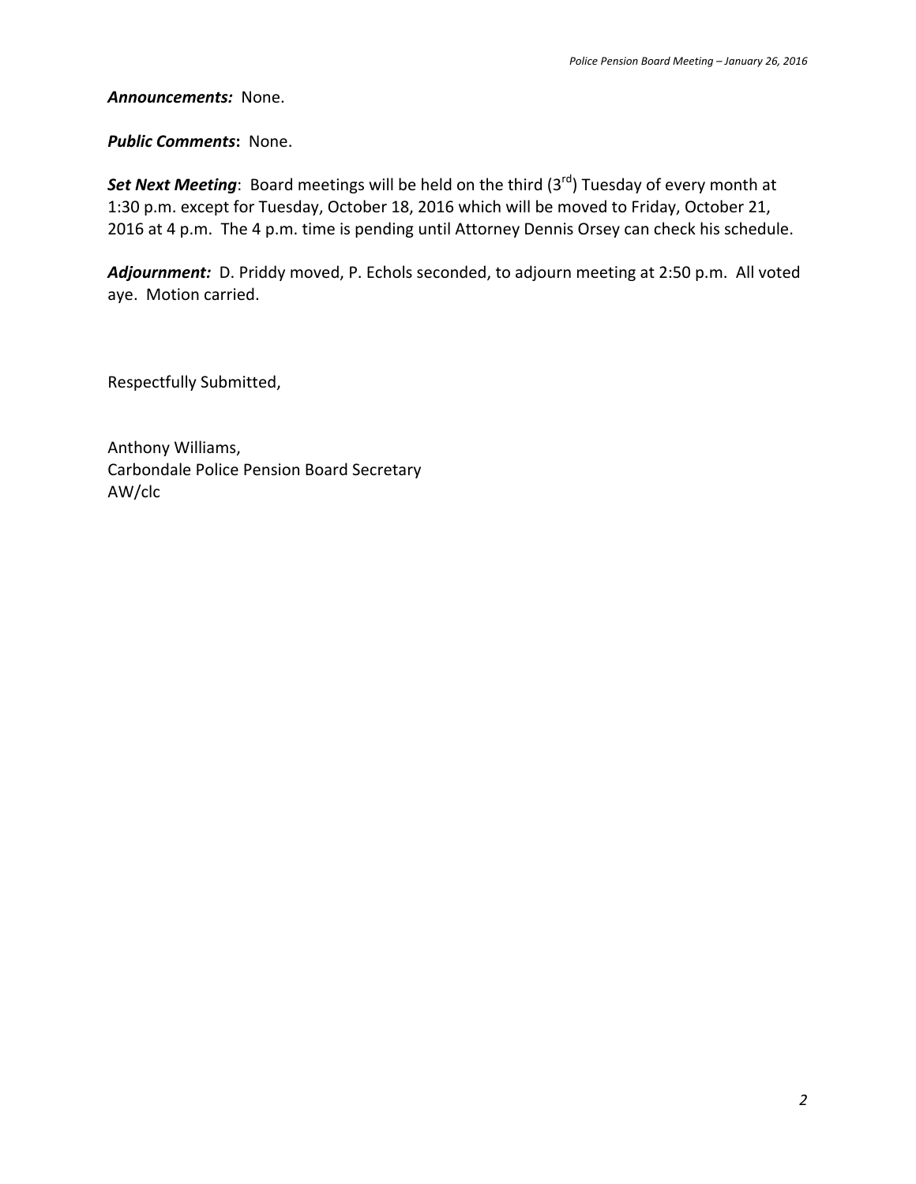***Announcements:*** None.

***Public Comments*:** None.

***Set Next Meeting***: Board meetings will be held on the third (3rd) Tuesday of every month at 1:30 p.m. except for Tuesday, October 18, 2016 which will be moved to Friday, October 21, 2016 at 4 p.m. The 4 p.m. time is pending until Attorney Dennis Orsey can check his schedule.

***Adjournment:*** D. Priddy moved, P. Echols seconded, to adjourn meeting at 2:50 p.m. All voted aye. Motion carried.

Respectfully Submitted,

Anthony Williams,
Carbondale Police Pension Board Secretary
AW/clc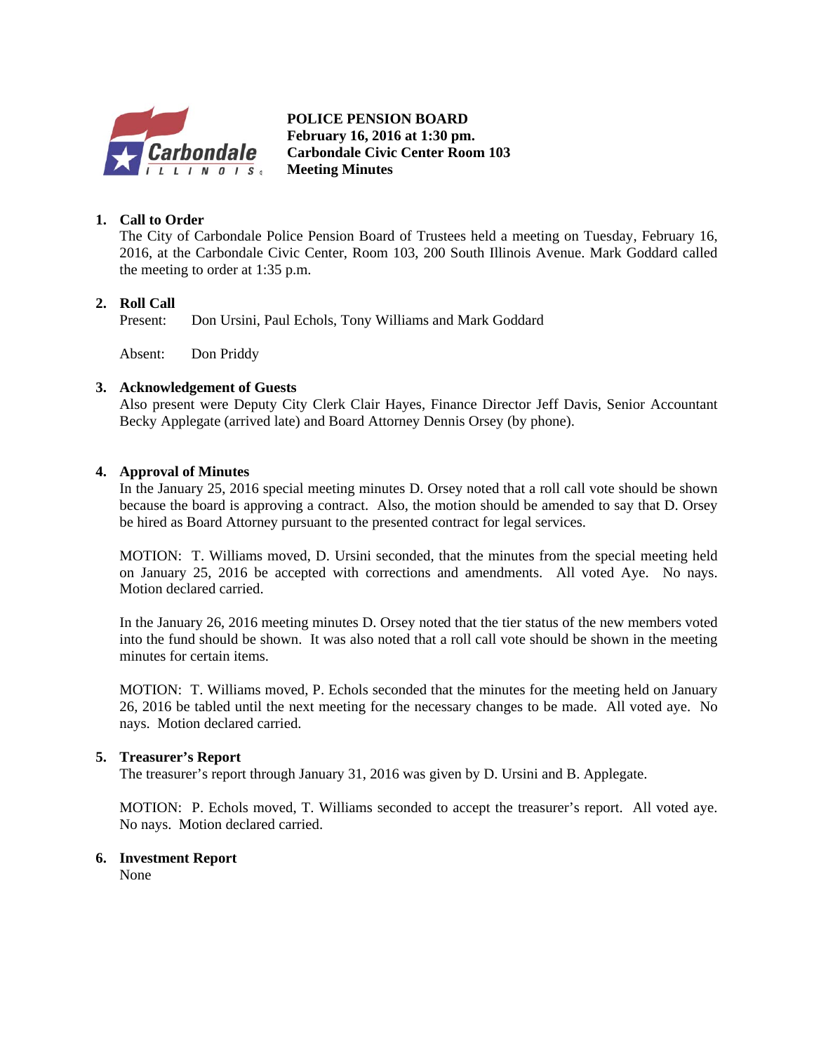**POLICE PENSION BOARD**
**February 16, 2016 at 1:30 pm.**
**Carbondale Civic Center Room 103**
**Meeting Minutes**

1. **Call to Order**
   The City of Carbondale Police Pension Board of Trustees held a meeting on Tuesday, February 16, 2016, at the Carbondale Civic Center, Room 103, 200 South Illinois Avenue. Mark Goddard called the meeting to order at 1:35 p.m.

2. **Roll Call**
   Present: Don Ursini, Paul Echols, Tony Williams and Mark Goddard

   Absent: Don Priddy

3. **Acknowledgement of Guests**
   Also present were Deputy City Clerk Clair Hayes, Finance Director Jeff Davis, Senior Accountant Becky Applegate (arrived late) and Board Attorney Dennis Orsey (by phone).

4. **Approval of Minutes**
   In the January 25, 2016 special meeting minutes D. Orsey noted that a roll call vote should be shown because the board is approving a contract. Also, the motion should be amended to say that D. Orsey be hired as Board Attorney pursuant to the presented contract for legal services.

   MOTION: T. Williams moved, D. Ursini seconded, that the minutes from the special meeting held on January 25, 2016 be accepted with corrections and amendments. All voted Aye. No nays. Motion declared carried.

   In the January 26, 2016 meeting minutes D. Orsey noted that the tier status of the new members voted into the fund should be shown. It was also noted that a roll call vote should be shown in the meeting minutes for certain items.

   MOTION: T. Williams moved, P. Echols seconded that the minutes for the meeting held on January 26, 2016 be tabled until the next meeting for the necessary changes to be made. All voted aye. No nays. Motion declared carried.

5. **Treasurer's Report**
   The treasurer's report through January 31, 2016 was given by D. Ursini and B. Applegate.

   MOTION: P. Echols moved, T. Williams seconded to accept the treasurer's report. All voted aye. No nays. Motion declared carried.

6. **Investment Report**
   None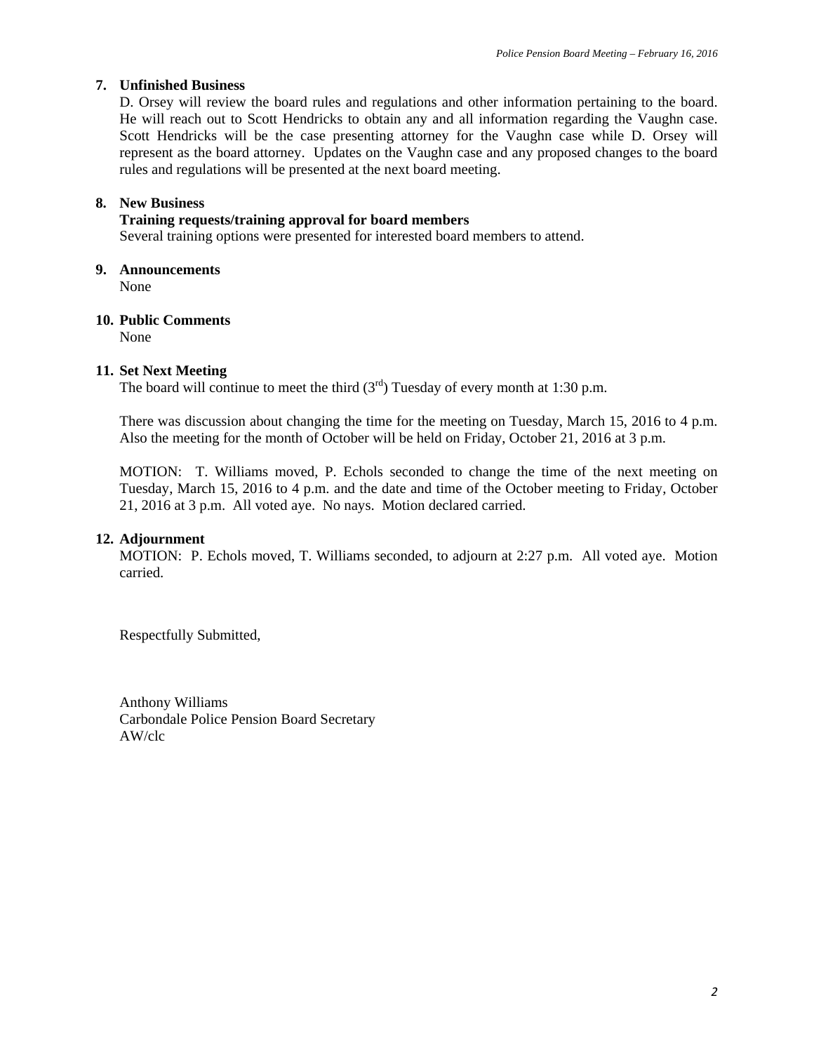**7. Unfinished Business**

D. Orsey will review the board rules and regulations and other information pertaining to the board. He will reach out to Scott Hendricks to obtain any and all information regarding the Vaughn case. Scott Hendricks will be the case presenting attorney for the Vaughn case while D. Orsey will represent as the board attorney. Updates on the Vaughn case and any proposed changes to the board rules and regulations will be presented at the next board meeting.

**8. New Business**

**Training requests/training approval for board members**

Several training options were presented for interested board members to attend.

**9. Announcements**

None

**10. Public Comments**

None

**11. Set Next Meeting**

The board will continue to meet the third (3rd) Tuesday of every month at 1:30 p.m.

There was discussion about changing the time for the meeting on Tuesday, March 15, 2016 to 4 p.m. Also the meeting for the month of October will be held on Friday, October 21, 2016 at 3 p.m.

MOTION: T. Williams moved, P. Echols seconded to change the time of the next meeting on Tuesday, March 15, 2016 to 4 p.m. and the date and time of the October meeting to Friday, October 21, 2016 at 3 p.m. All voted aye. No nays. Motion declared carried.

**12. Adjournment**

MOTION: P. Echols moved, T. Williams seconded, to adjourn at 2:27 p.m. All voted aye. Motion carried.

Respectfully Submitted,

Anthony Williams
Carbondale Police Pension Board Secretary
AW/clc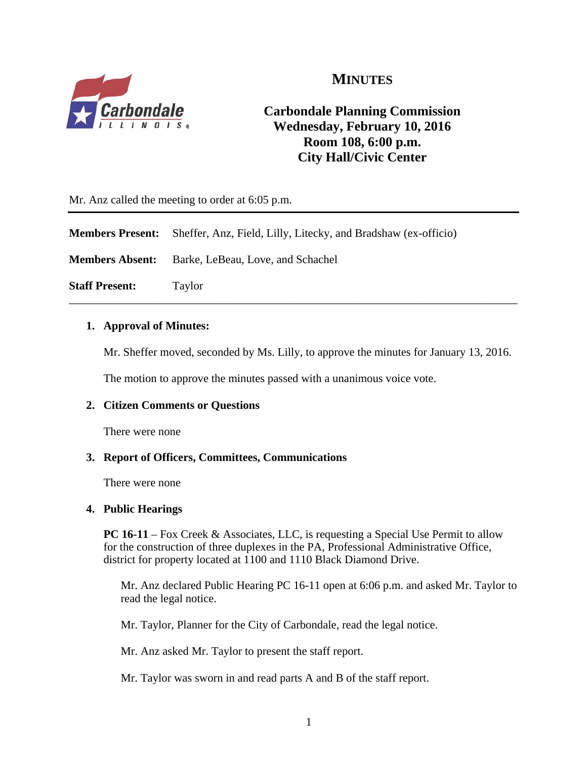# MINUTES

## Carbondale Planning Commission
## Wednesday, February 10, 2016
## Room 108, 6:00 p.m.
## City Hall/Civic Center

Mr. Anz called the meeting to order at 6:05 p.m.

---

**Members Present:** Sheffer, Anz, Field, Lilly, Litecky, and Bradshaw (ex-officio)

**Members Absent:** Barke, LeBeau, Love, and Schachel

**Staff Present:** Taylor

---

1. **Approval of Minutes:**

   Mr. Sheffer moved, seconded by Ms. Lilly, to approve the minutes for January 13, 2016.

   The motion to approve the minutes passed with a unanimous voice vote.

2. **Citizen Comments or Questions**

   There were none

3. **Report of Officers, Committees, Communications**

   There were none

4. **Public Hearings**

   **PC 16-11** – Fox Creek & Associates, LLC, is requesting a Special Use Permit to allow for the construction of three duplexes in the PA, Professional Administrative Office, district for property located at 1100 and 1110 Black Diamond Drive.

   Mr. Anz declared Public Hearing PC 16-11 open at 6:06 p.m. and asked Mr. Taylor to read the legal notice.

   Mr. Taylor, Planner for the City of Carbondale, read the legal notice.

   Mr. Anz asked Mr. Taylor to present the staff report.

   Mr. Taylor was sworn in and read parts A and B of the staff report.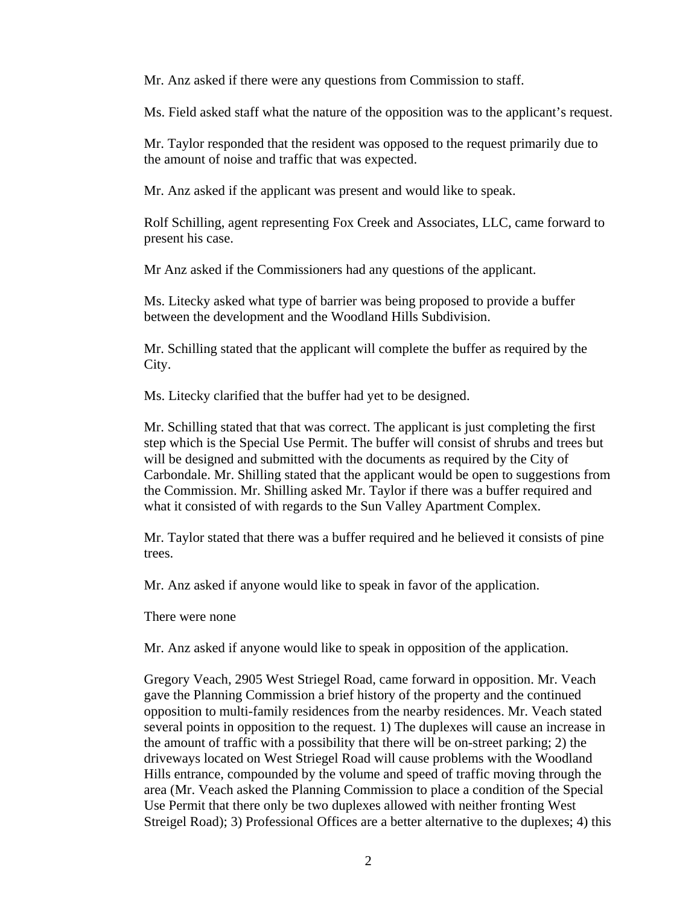Mr. Anz asked if there were any questions from Commission to staff.

Ms. Field asked staff what the nature of the opposition was to the applicant's request.

Mr. Taylor responded that the resident was opposed to the request primarily due to the amount of noise and traffic that was expected.

Mr. Anz asked if the applicant was present and would like to speak.

Rolf Schilling, agent representing Fox Creek and Associates, LLC, came forward to present his case.

Mr Anz asked if the Commissioners had any questions of the applicant.

Ms. Litecky asked what type of barrier was being proposed to provide a buffer between the development and the Woodland Hills Subdivision.

Mr. Schilling stated that the applicant will complete the buffer as required by the City.

Ms. Litecky clarified that the buffer had yet to be designed.

Mr. Schilling stated that that was correct. The applicant is just completing the first step which is the Special Use Permit. The buffer will consist of shrubs and trees but will be designed and submitted with the documents as required by the City of Carbondale. Mr. Shilling stated that the applicant would be open to suggestions from the Commission. Mr. Shilling asked Mr. Taylor if there was a buffer required and what it consisted of with regards to the Sun Valley Apartment Complex.

Mr. Taylor stated that there was a buffer required and he believed it consists of pine trees.

Mr. Anz asked if anyone would like to speak in favor of the application.

There were none

Mr. Anz asked if anyone would like to speak in opposition of the application.

Gregory Veach, 2905 West Striegel Road, came forward in opposition. Mr. Veach gave the Planning Commission a brief history of the property and the continued opposition to multi-family residences from the nearby residences. Mr. Veach stated several points in opposition to the request. 1) The duplexes will cause an increase in the amount of traffic with a possibility that there will be on-street parking; 2) the driveways located on West Striegel Road will cause problems with the Woodland Hills entrance, compounded by the volume and speed of traffic moving through the area (Mr. Veach asked the Planning Commission to place a condition of the Special Use Permit that there only be two duplexes allowed with neither fronting West Streigel Road); 3) Professional Offices are a better alternative to the duplexes; 4) this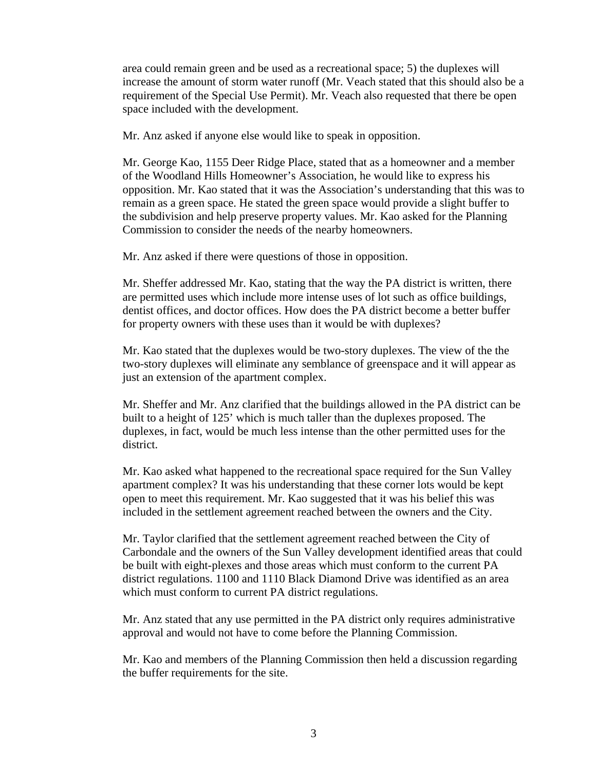area could remain green and be used as a recreational space; 5) the duplexes will increase the amount of storm water runoff (Mr. Veach stated that this should also be a requirement of the Special Use Permit). Mr. Veach also requested that there be open space included with the development.

Mr. Anz asked if anyone else would like to speak in opposition.

Mr. George Kao, 1155 Deer Ridge Place, stated that as a homeowner and a member of the Woodland Hills Homeowner's Association, he would like to express his opposition. Mr. Kao stated that it was the Association's understanding that this was to remain as a green space. He stated the green space would provide a slight buffer to the subdivision and help preserve property values. Mr. Kao asked for the Planning Commission to consider the needs of the nearby homeowners.

Mr. Anz asked if there were questions of those in opposition.

Mr. Sheffer addressed Mr. Kao, stating that the way the PA district is written, there are permitted uses which include more intense uses of lot such as office buildings, dentist offices, and doctor offices. How does the PA district become a better buffer for property owners with these uses than it would be with duplexes?

Mr. Kao stated that the duplexes would be two-story duplexes. The view of the the two-story duplexes will eliminate any semblance of greenspace and it will appear as just an extension of the apartment complex.

Mr. Sheffer and Mr. Anz clarified that the buildings allowed in the PA district can be built to a height of 125' which is much taller than the duplexes proposed. The duplexes, in fact, would be much less intense than the other permitted uses for the district.

Mr. Kao asked what happened to the recreational space required for the Sun Valley apartment complex? It was his understanding that these corner lots would be kept open to meet this requirement. Mr. Kao suggested that it was his belief this was included in the settlement agreement reached between the owners and the City.

Mr. Taylor clarified that the settlement agreement reached between the City of Carbondale and the owners of the Sun Valley development identified areas that could be built with eight-plexes and those areas which must conform to the current PA district regulations. 1100 and 1110 Black Diamond Drive was identified as an area which must conform to current PA district regulations.

Mr. Anz stated that any use permitted in the PA district only requires administrative approval and would not have to come before the Planning Commission.

Mr. Kao and members of the Planning Commission then held a discussion regarding the buffer requirements for the site.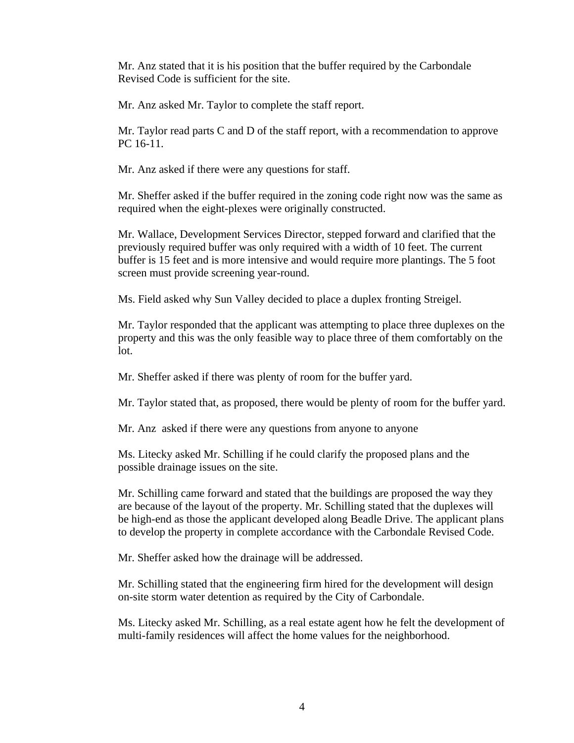Mr. Anz stated that it is his position that the buffer required by the Carbondale Revised Code is sufficient for the site.

Mr. Anz asked Mr. Taylor to complete the staff report.

Mr. Taylor read parts C and D of the staff report, with a recommendation to approve PC 16-11.

Mr. Anz asked if there were any questions for staff.

Mr. Sheffer asked if the buffer required in the zoning code right now was the same as required when the eight-plexes were originally constructed.

Mr. Wallace, Development Services Director, stepped forward and clarified that the previously required buffer was only required with a width of 10 feet. The current buffer is 15 feet and is more intensive and would require more plantings. The 5 foot screen must provide screening year-round.

Ms. Field asked why Sun Valley decided to place a duplex fronting Streigel.

Mr. Taylor responded that the applicant was attempting to place three duplexes on the property and this was the only feasible way to place three of them comfortably on the lot.

Mr. Sheffer asked if there was plenty of room for the buffer yard.

Mr. Taylor stated that, as proposed, there would be plenty of room for the buffer yard.

Mr. Anz asked if there were any questions from anyone to anyone

Ms. Litecky asked Mr. Schilling if he could clarify the proposed plans and the possible drainage issues on the site.

Mr. Schilling came forward and stated that the buildings are proposed the way they are because of the layout of the property. Mr. Schilling stated that the duplexes will be high-end as those the applicant developed along Beadle Drive. The applicant plans to develop the property in complete accordance with the Carbondale Revised Code.

Mr. Sheffer asked how the drainage will be addressed.

Mr. Schilling stated that the engineering firm hired for the development will design on-site storm water detention as required by the City of Carbondale.

Ms. Litecky asked Mr. Schilling, as a real estate agent how he felt the development of multi-family residences will affect the home values for the neighborhood.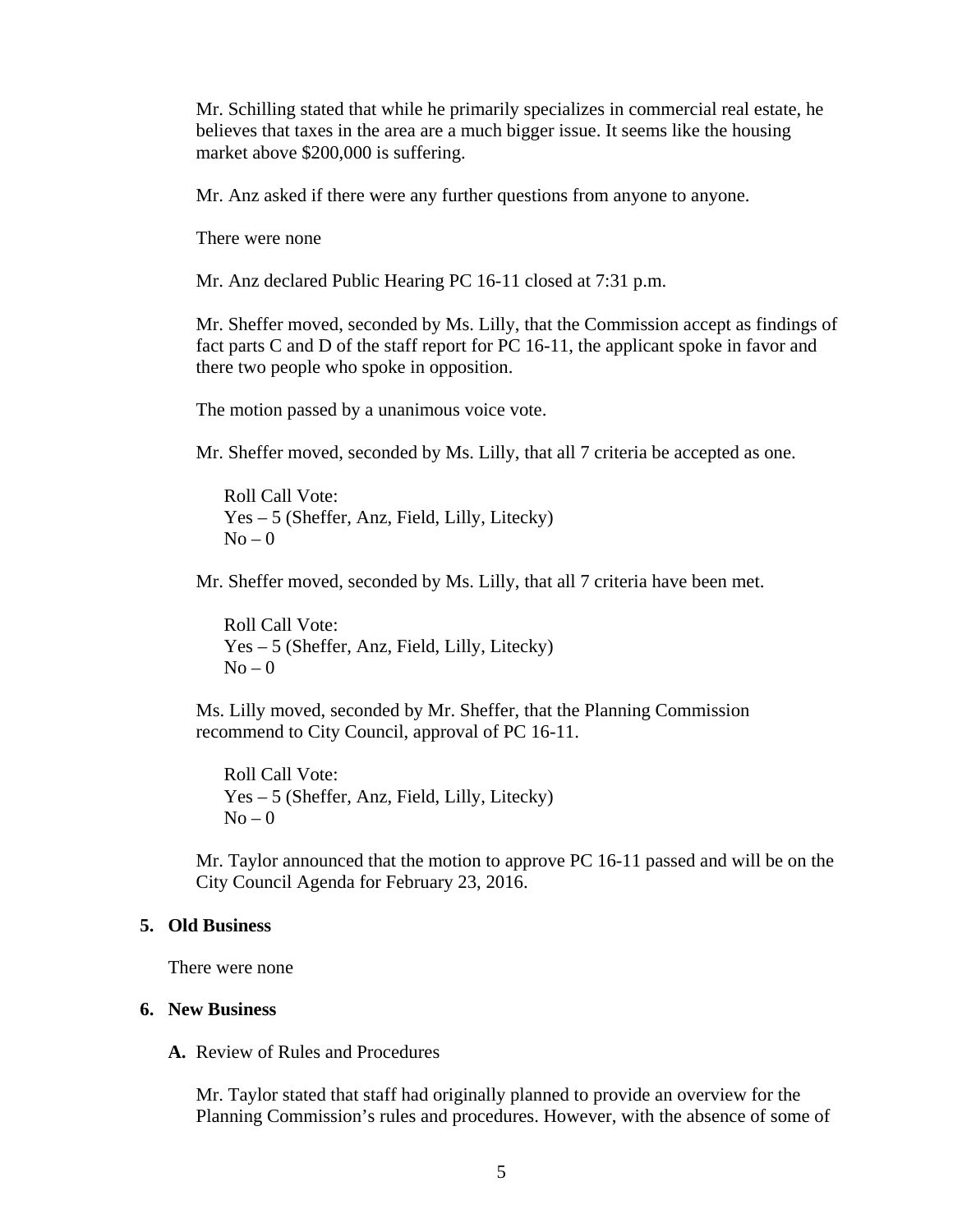Mr. Schilling stated that while he primarily specializes in commercial real estate, he believes that taxes in the area are a much bigger issue. It seems like the housing market above $200,000 is suffering.

Mr. Anz asked if there were any further questions from anyone to anyone.

There were none

Mr. Anz declared Public Hearing PC 16-11 closed at 7:31 p.m.

Mr. Sheffer moved, seconded by Ms. Lilly, that the Commission accept as findings of fact parts C and D of the staff report for PC 16-11, the applicant spoke in favor and there two people who spoke in opposition.

The motion passed by a unanimous voice vote.

Mr. Sheffer moved, seconded by Ms. Lilly, that all 7 criteria be accepted as one.

Roll Call Vote:
Yes – 5 (Sheffer, Anz, Field, Lilly, Litecky)
No – 0

Mr. Sheffer moved, seconded by Ms. Lilly, that all 7 criteria have been met.

Roll Call Vote:
Yes – 5 (Sheffer, Anz, Field, Lilly, Litecky)
No – 0

Ms. Lilly moved, seconded by Mr. Sheffer, that the Planning Commission recommend to City Council, approval of PC 16-11.

Roll Call Vote:
Yes – 5 (Sheffer, Anz, Field, Lilly, Litecky)
No – 0

Mr. Taylor announced that the motion to approve PC 16-11 passed and will be on the City Council Agenda for February 23, 2016.

**5. Old Business**

There were none

**6. New Business**

**A.** Review of Rules and Procedures

Mr. Taylor stated that staff had originally planned to provide an overview for the Planning Commission's rules and procedures. However, with the absence of some of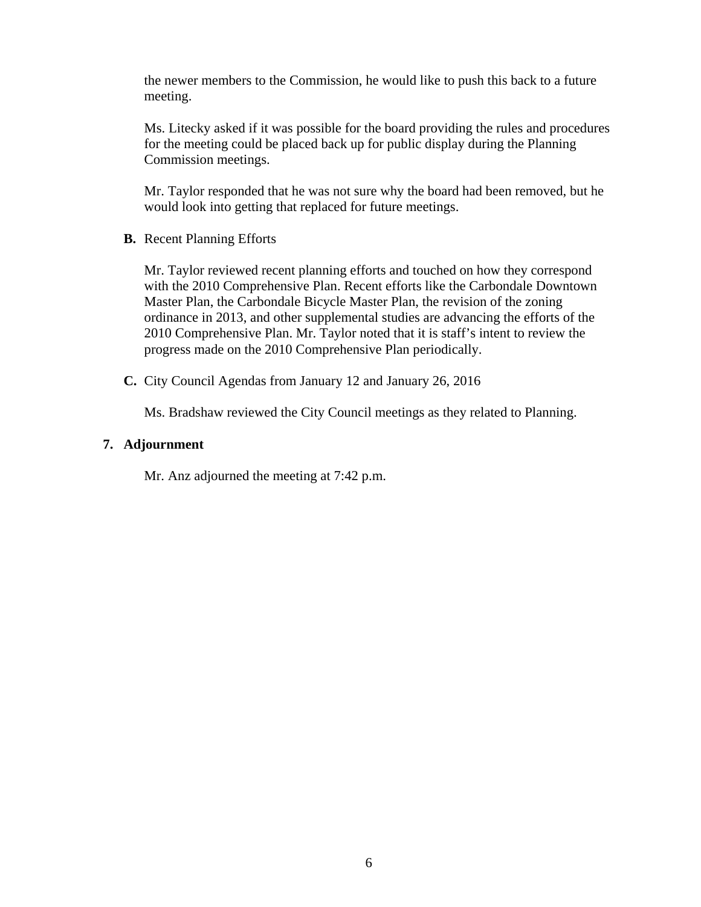the newer members to the Commission, he would like to push this back to a future meeting.

Ms. Litecky asked if it was possible for the board providing the rules and procedures for the meeting could be placed back up for public display during the Planning Commission meetings.

Mr. Taylor responded that he was not sure why the board had been removed, but he would look into getting that replaced for future meetings.

**B.** Recent Planning Efforts

Mr. Taylor reviewed recent planning efforts and touched on how they correspond with the 2010 Comprehensive Plan. Recent efforts like the Carbondale Downtown Master Plan, the Carbondale Bicycle Master Plan, the revision of the zoning ordinance in 2013, and other supplemental studies are advancing the efforts of the 2010 Comprehensive Plan. Mr. Taylor noted that it is staff's intent to review the progress made on the 2010 Comprehensive Plan periodically.

**C.** City Council Agendas from January 12 and January 26, 2016

Ms. Bradshaw reviewed the City Council meetings as they related to Planning.

**7. Adjournment**

Mr. Anz adjourned the meeting at 7:42 p.m.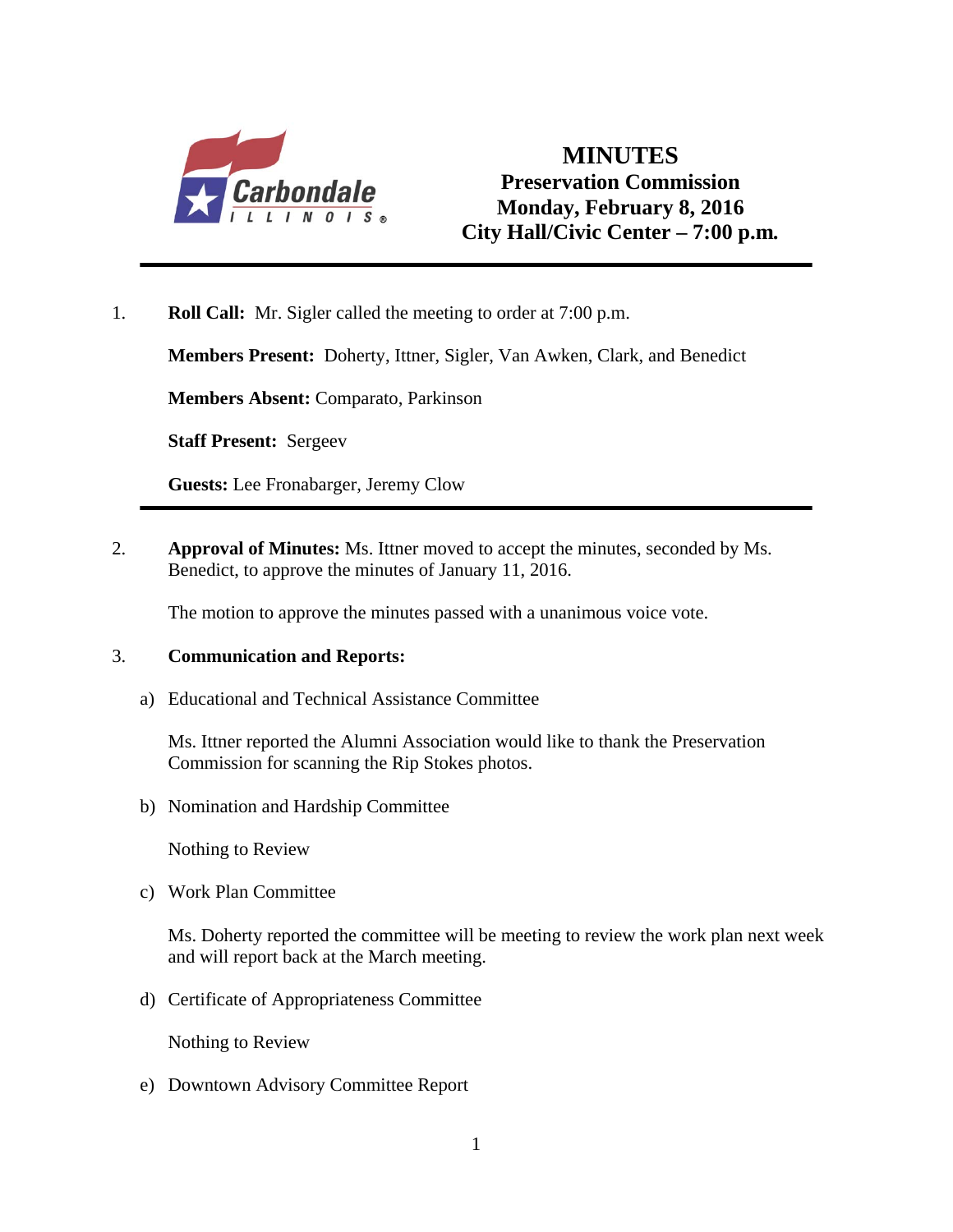# MINUTES

**Preservation Commission**
**Monday, February 8, 2016**
**City Hall/Civic Center – 7:00 p.m.**

---

1. **Roll Call:** Mr. Sigler called the meeting to order at 7:00 p.m.

   **Members Present:** Doherty, Ittner, Sigler, Van Awken, Clark, and Benedict

   **Members Absent:** Comparato, Parkinson

   **Staff Present:** Sergeev

   **Guests:** Lee Fronabarger, Jeremy Clow

---

2. **Approval of Minutes:** Ms. Ittner moved to accept the minutes, seconded by Ms. Benedict, to approve the minutes of January 11, 2016.

   The motion to approve the minutes passed with a unanimous voice vote.

3. **Communication and Reports:**

   a) Educational and Technical Assistance Committee

   Ms. Ittner reported the Alumni Association would like to thank the Preservation Commission for scanning the Rip Stokes photos.

   b) Nomination and Hardship Committee

   Nothing to Review

   c) Work Plan Committee

   Ms. Doherty reported the committee will be meeting to review the work plan next week and will report back at the March meeting.

   d) Certificate of Appropriateness Committee

   Nothing to Review

   e) Downtown Advisory Committee Report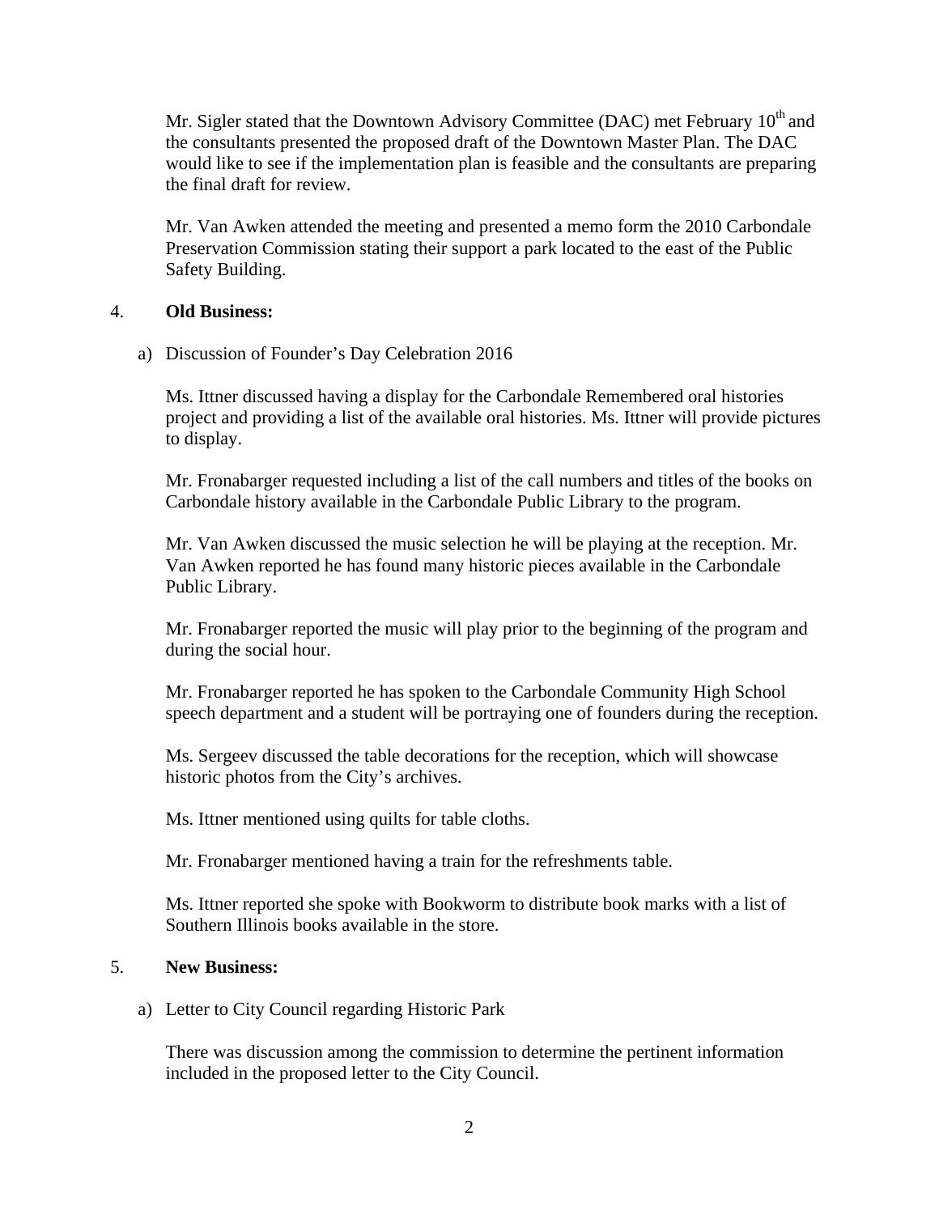Mr. Sigler stated that the Downtown Advisory Committee (DAC) met February 10th and the consultants presented the proposed draft of the Downtown Master Plan. The DAC would like to see if the implementation plan is feasible and the consultants are preparing the final draft for review.

Mr. Van Awken attended the meeting and presented a memo form the 2010 Carbondale Preservation Commission stating their support a park located to the east of the Public Safety Building.

4. **Old Business:**

a) Discussion of Founder's Day Celebration 2016

Ms. Ittner discussed having a display for the Carbondale Remembered oral histories project and providing a list of the available oral histories. Ms. Ittner will provide pictures to display.

Mr. Fronabarger requested including a list of the call numbers and titles of the books on Carbondale history available in the Carbondale Public Library to the program.

Mr. Van Awken discussed the music selection he will be playing at the reception. Mr. Van Awken reported he has found many historic pieces available in the Carbondale Public Library.

Mr. Fronabarger reported the music will play prior to the beginning of the program and during the social hour.

Mr. Fronabarger reported he has spoken to the Carbondale Community High School speech department and a student will be portraying one of founders during the reception.

Ms. Sergeev discussed the table decorations for the reception, which will showcase historic photos from the City's archives.

Ms. Ittner mentioned using quilts for table cloths.

Mr. Fronabarger mentioned having a train for the refreshments table.

Ms. Ittner reported she spoke with Bookworm to distribute book marks with a list of Southern Illinois books available in the store.

5. **New Business:**

a) Letter to City Council regarding Historic Park

There was discussion among the commission to determine the pertinent information included in the proposed letter to the City Council.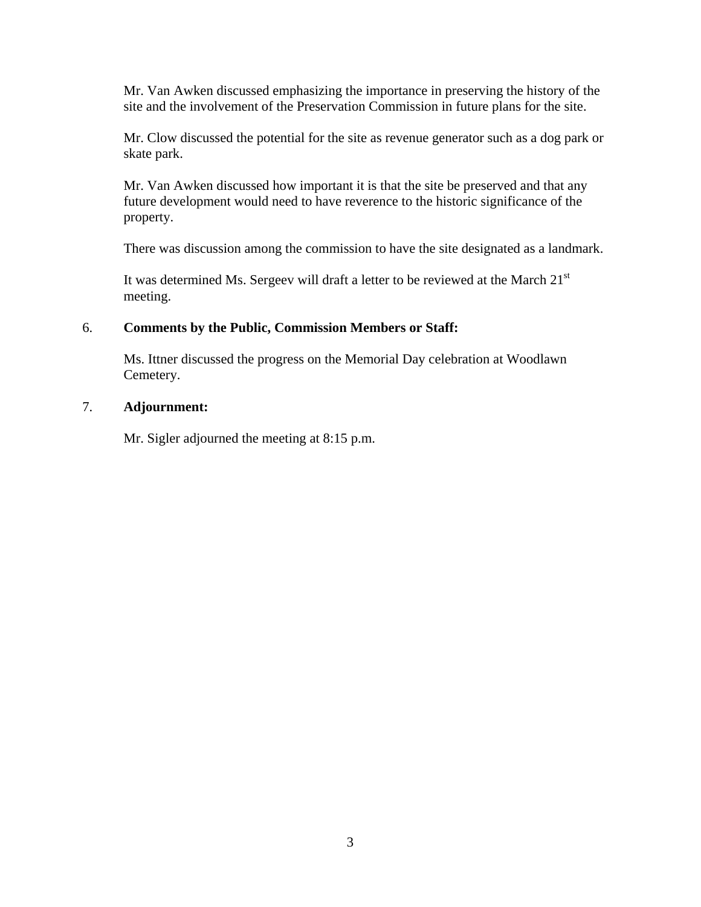Mr. Van Awken discussed emphasizing the importance in preserving the history of the site and the involvement of the Preservation Commission in future plans for the site.

Mr. Clow discussed the potential for the site as revenue generator such as a dog park or skate park.

Mr. Van Awken discussed how important it is that the site be preserved and that any future development would need to have reverence to the historic significance of the property.

There was discussion among the commission to have the site designated as a landmark.

It was determined Ms. Sergeev will draft a letter to be reviewed at the March 21st meeting.

6. **Comments by the Public, Commission Members or Staff:**

Ms. Ittner discussed the progress on the Memorial Day celebration at Woodlawn Cemetery.

7. **Adjournment:**

Mr. Sigler adjourned the meeting at 8:15 p.m.